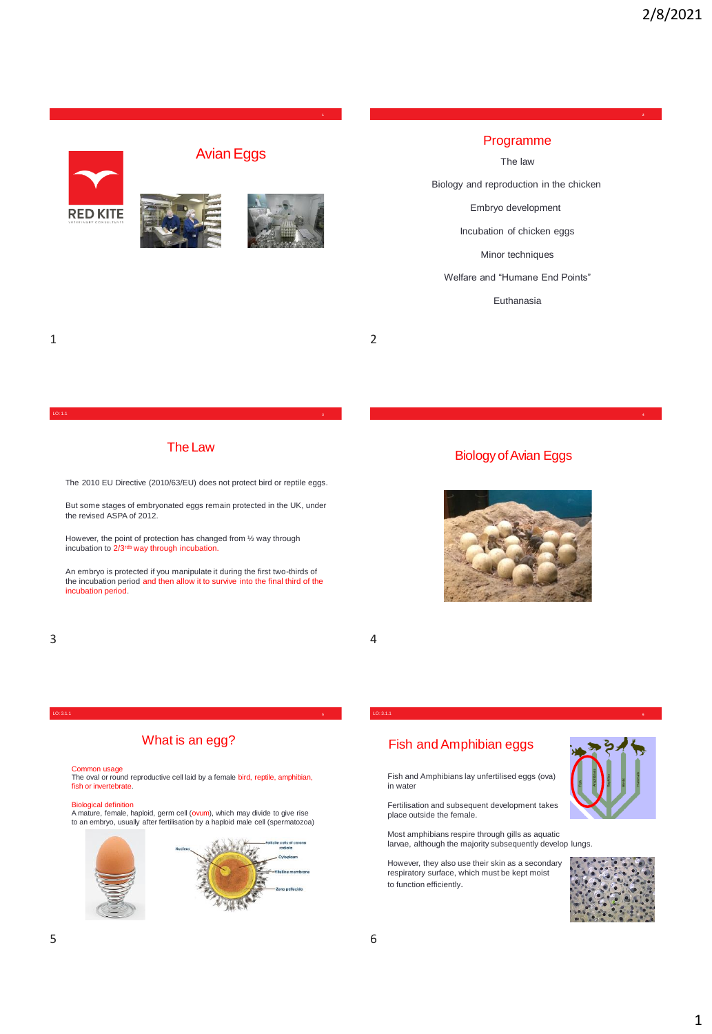## Avian Eggs

RED KITE

## Programme

The law

Biology and reproduction in the chicken

Embryo development

Incubation of chicken eggs

Minor techniques

Welfare and "Humane End Points"

Euthanasia

## The Law

The 2010 EU Directive (2010/63/EU) does not protect bird or reptile eggs.

But some stages of embryonated eggs remain protected in the UK, under the revised ASPA of 2012.

However, the point of protection has changed from ½ way through incubation to 2/3rds way through incubation.

An embryo is protected if you manipulate it during the first two-thirds of the incubation period and then allow it to survive into the final third of the incubation period.

## Biology of Avian Eggs

## What is an egg?

Common usage
The oval or round reproductive cell laid by a female bird, reptile, amphibian, fish or invertebrate.

Biological definition
A mature, female, haploid, germ cell (ovum), which may divide to give rise to an embryo, usually after fertilisation by a haploid male cell (spermatozoa)

Nucleus

Follicle cells of corona radiata

Cytoplasm

Vitelline membrane

Zona pellucida

## Fish and Amphibian eggs

Fish and Amphibians lay unfertilised eggs (ova) in water

Fertilisation and subsequent development takes place outside the female.

Most amphibians respire through gills as aquatic larvae, although the majority subsequently develop lungs.

However, they also use their skin as a secondary respiratory surface, which must be kept moist to function efficiently.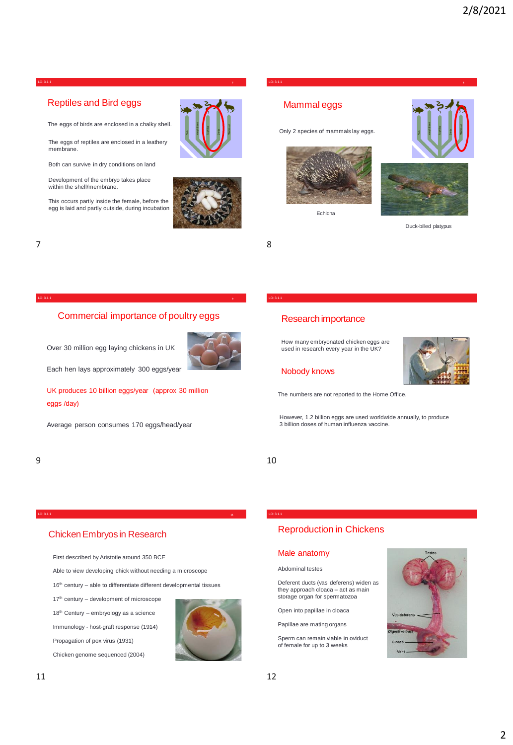## Reptiles and Bird eggs

The eggs of birds are enclosed in a chalky shell.

The eggs of reptiles are enclosed in a leathery membrane.

Both can survive in dry conditions on land

Development of the embryo takes place within the shell/membrane.

This occurs partly inside the female, before the egg is laid and partly outside, during incubation

## Mammal eggs

Only 2 species of mammals lay eggs.

Echidna

Duck-billed platypus

## Commercial importance of poultry eggs

Over 30 million egg laying chickens in UK

Each hen lays approximately 300 eggs/year

UK produces 10 billion eggs/year (approx 30 million eggs /day)

Average person consumes 170 eggs/head/year

## Research importance

How many embryonated chicken eggs are used in research every year in the UK?

Nobody knows

The numbers are not reported to the Home Office.

However, 1.2 billion eggs are used worldwide annually, to produce 3 billion doses of human influenza vaccine.

## Chicken Embryos in Research

First described by Aristotle around 350 BCE

Able to view developing chick without needing a microscope

16th century – able to differentiate different developmental tissues

17th century – development of microscope

18th Century – embryology as a science

Immunology - host-graft response (1914)

Propagation of pox virus (1931)

Chicken genome sequenced (2004)

## Reproduction in Chickens

### Male anatomy

Abdominal testes

Deferent ducts (vas deferens) widen as they approach cloaca – act as main storage organ for spermatozoa

Open into papillae in cloaca

Papillae are mating organs

Sperm can remain viable in oviduct of female for up to 3 weeks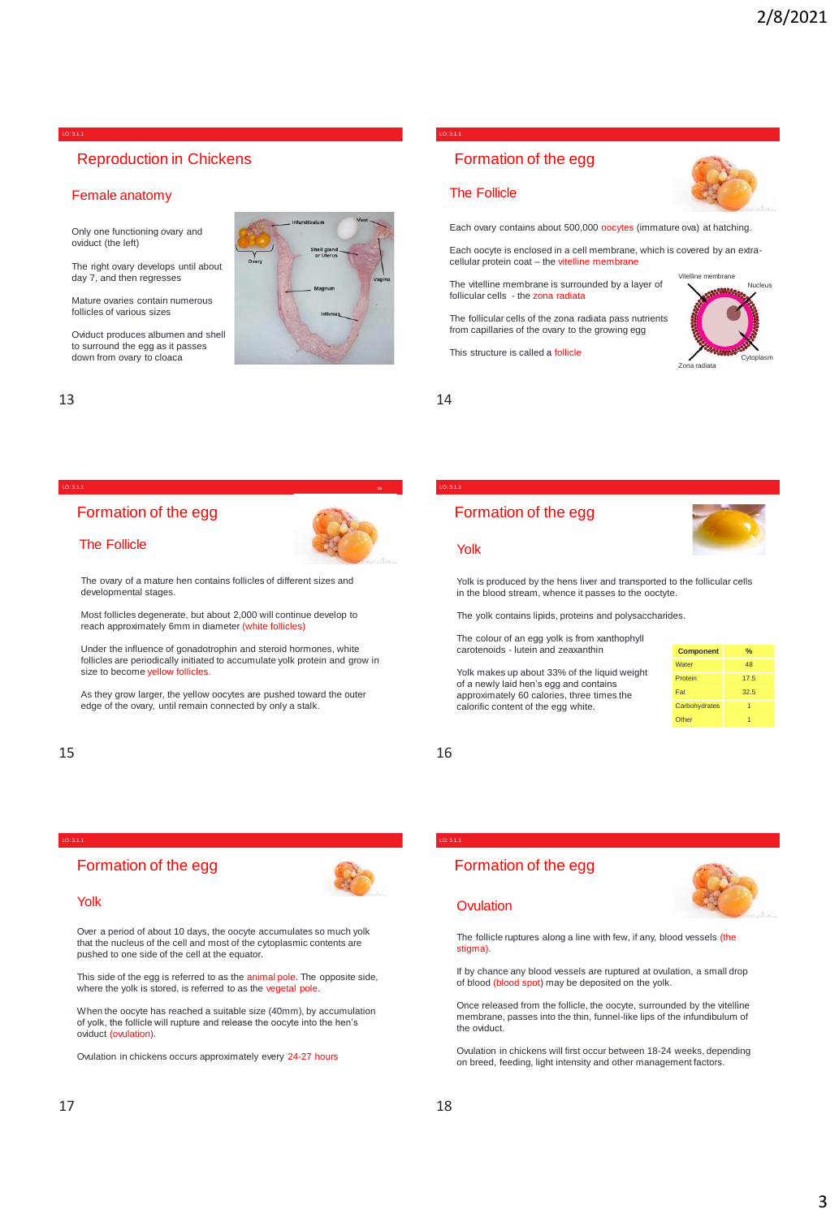# Reproduction in Chickens

## Female anatomy

Only one functioning ovary and oviduct (the left)

The right ovary develops until about day 7, and then regresses

Mature ovaries contain numerous follicles of various sizes

Oviduct produces albumen and shell to surround the egg as it passes down from ovary to cloaca

Infundibulum, Vent, Shell gland or Uterus, Ovary, Vagina, Magnum, Isthmus

# Formation of the egg

## The Follicle

Each ovary contains about 500,000 oocytes (immature ova) at hatching.

Each oocyte is enclosed in a cell membrane, which is covered by an extra-cellular protein coat – the vitelline membrane

The vitelline membrane is surrounded by a layer of follicular cells - the zona radiata

The follicular cells of the zona radiata pass nutrients from capillaries of the ovary to the growing egg

This structure is called a follicle

Vitelline membrane, Nucleus, Cytoplasm, Zona radiata

# Formation of the egg

## The Follicle

The ovary of a mature hen contains follicles of different sizes and developmental stages.

Most follicles degenerate, but about 2,000 will continue develop to reach approximately 6mm in diameter (white follicles)

Under the influence of gonadotrophin and steroid hormones, white follicles are periodically initiated to accumulate yolk protein and grow in size to become yellow follicles.

As they grow larger, the yellow oocytes are pushed toward the outer edge of the ovary, until remain connected by only a stalk.

# Formation of the egg

## Yolk

Yolk is produced by the hens liver and transported to the follicular cells in the blood stream, whence it passes to the oocyte.

The yolk contains lipids, proteins and polysaccharides.

The colour of an egg yolk is from xanthophyll carotenoids - lutein and zeaxanthin

Yolk makes up about 33% of the liquid weight of a newly laid hen's egg and contains approximately 60 calories, three times the calorific content of the egg white.

| Component | % |
|---|---|
| Water | 48 |
| Protein | 17.5 |
| Fat | 32.5 |
| Carbohydrates | 1 |
| Other | 1 |

# Formation of the egg

## Yolk

Over a period of about 10 days, the oocyte accumulates so much yolk that the nucleus of the cell and most of the cytoplasmic contents are pushed to one side of the cell at the equator.

This side of the egg is referred to as the animal pole. The opposite side, where the yolk is stored, is referred to as the vegetal pole.

When the oocyte has reached a suitable size (40mm), by accumulation of yolk, the follicle will rupture and release the oocyte into the hen's oviduct (ovulation).

Ovulation in chickens occurs approximately every 24-27 hours

# Formation of the egg

## Ovulation

The follicle ruptures along a line with few, if any, blood vessels (the stigma).

If by chance any blood vessels are ruptured at ovulation, a small drop of blood (blood spot) may be deposited on the yolk.

Once released from the follicle, the oocyte, surrounded by the vitelline membrane, passes into the thin, funnel-like lips of the infundibulum of the oviduct.

Ovulation in chickens will first occur between 18-24 weeks, depending on breed, feeding, light intensity and other management factors.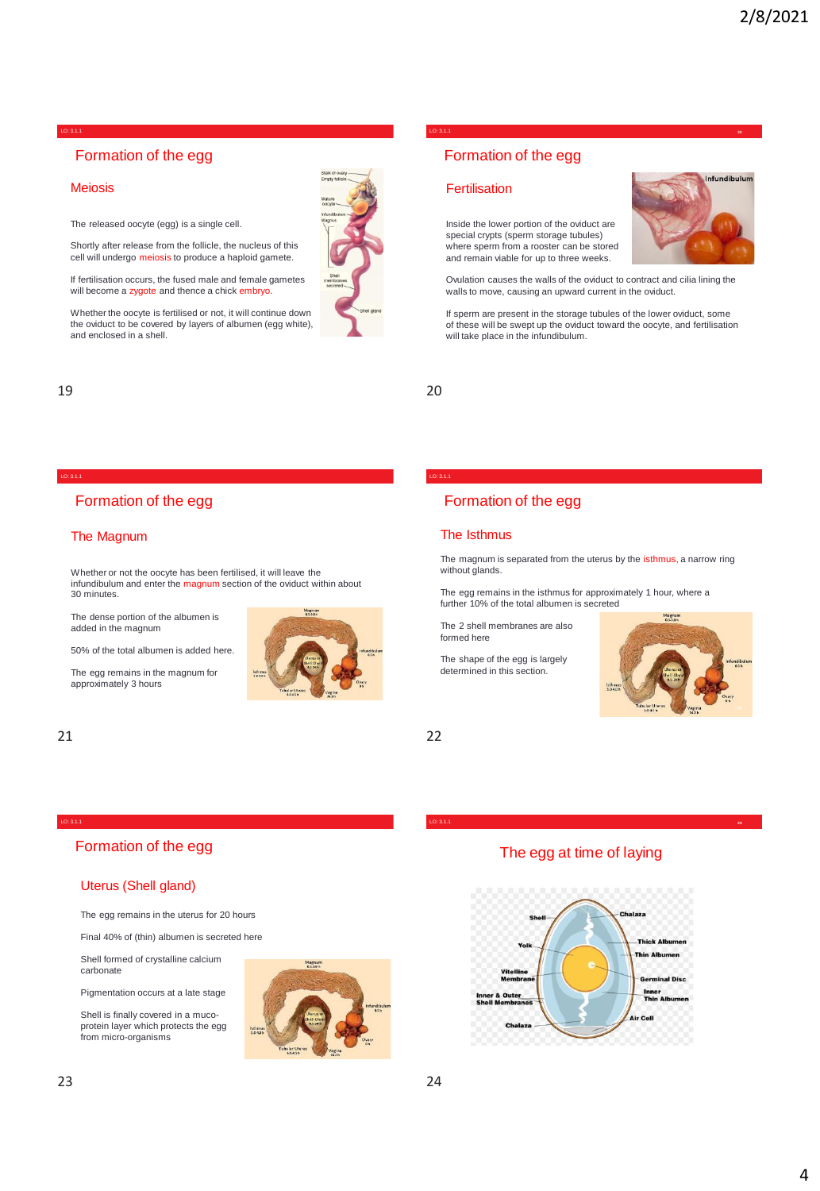## Formation of the egg

### Meiosis

The released oocyte (egg) is a single cell.

Shortly after release from the follicle, the nucleus of this cell will undergo meiosis to produce a haploid gamete.

If fertilisation occurs, the fused male and female gametes will become a zygote and thence a chick embryo.

Whether the oocyte is fertilised or not, it will continue down the oviduct to be covered by layers of albumen (egg white), and enclosed in a shell.

## Formation of the egg

### Fertilisation

Inside the lower portion of the oviduct are special crypts (sperm storage tubules) where sperm from a rooster can be stored and remain viable for up to three weeks.

Ovulation causes the walls of the oviduct to contract and cilia lining the walls to move, causing an upward current in the oviduct.

If sperm are present in the storage tubules of the lower oviduct, some of these will be swept up the oviduct toward the oocyte, and fertilisation will take place in the infundibulum.

## Formation of the egg

### The Magnum

Whether or not the oocyte has been fertilised, it will leave the infundibulum and enter the magnum section of the oviduct within about 30 minutes.

The dense portion of the albumen is added in the magnum

50% of the total albumen is added here.

The egg remains in the magnum for approximately 3 hours

## Formation of the egg

### The Isthmus

The magnum is separated from the uterus by the isthmus, a narrow ring without glands.

The egg remains in the isthmus for approximately 1 hour, where a further 10% of the total albumen is secreted

The 2 shell membranes are also formed here

The shape of the egg is largely determined in this section.

## Formation of the egg

### Uterus (Shell gland)

The egg remains in the uterus for 20 hours

Final 40% of (thin) albumen is secreted here

Shell formed of crystalline calcium carbonate

Pigmentation occurs at a late stage

Shell is finally covered in a muco-protein layer which protects the egg from micro-organisms

## The egg at time of laying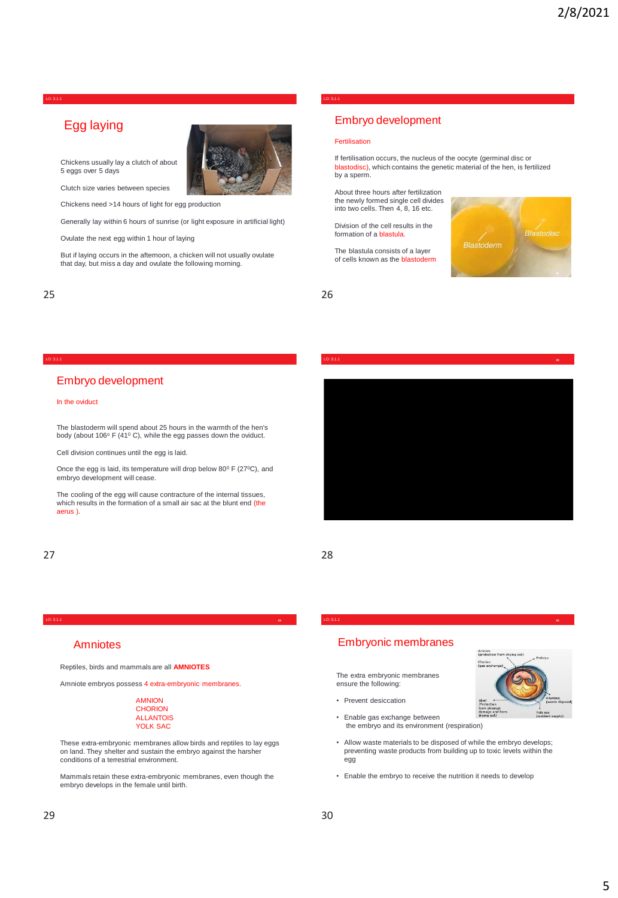## Egg laying

Chickens usually lay a clutch of about 5 eggs over 5 days

Clutch size varies between species

Chickens need >14 hours of light for egg production

Generally lay within 6 hours of sunrise (or light exposure in artificial light)

Ovulate the next egg within 1 hour of laying

But if laying occurs in the afternoon, a chicken will not usually ovulate that day, but miss a day and ovulate the following morning.

## Embryo development

### Fertilisation

If fertilisation occurs, the nucleus of the oocyte (germinal disc or blastodisc), which contains the genetic material of the hen, is fertilized by a sperm.

About three hours after fertilization the newly formed single cell divides into two cells. Then 4, 8, 16 etc.

Division of the cell results in the formation of a blastula.

The blastula consists of a layer of cells known as the blastoderm

Blastoderm

Blastodisc

## Embryo development

### In the oviduct

The blastoderm will spend about 25 hours in the warmth of the hen's body (about 106º F (41º C), while the egg passes down the oviduct.

Cell division continues until the egg is laid.

Once the egg is laid, its temperature will drop below 80º F (27ºC), and embryo development will cease.

The cooling of the egg will cause contracture of the internal tissues, which results in the formation of a small air sac at the blunt end (the aerus ).

## Amniotes

Reptiles, birds and mammals are all **AMNIOTES**

Amniote embryos possess 4 extra-embryonic membranes.

AMNION
CHORION
ALLANTOIS
YOLK SAC

These extra-embryonic membranes allow birds and reptiles to lay eggs on land. They shelter and sustain the embryo against the harsher conditions of a terrestrial environment.

Mammals retain these extra-embryonic membranes, even though the embryo develops in the female until birth.

## Embryonic membranes

The extra embryonic membranes ensure the following:

- Prevent desiccation
- Enable gas exchange between the embryo and its environment (respiration)
- Allow waste materials to be disposed of while the embryo develops; preventing waste products from building up to toxic levels within the egg
- Enable the embryo to receive the nutrition it needs to develop

Amnion (protection from drying out)
Chorion (gas exchange)
Embryo
Shell (Protection from physical damage and from drying out)
Allantois (waste disposal)
Yolk sac (nutrient supply)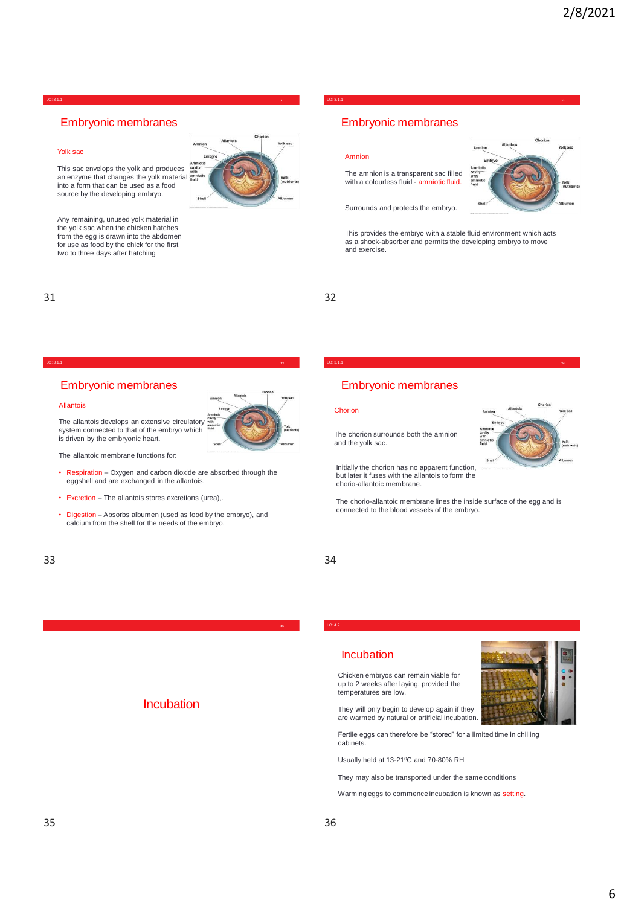## Embryonic membranes

### Yolk sac

This sac envelops the yolk and produces an enzyme that changes the yolk material into a form that can be used as a food source by the developing embryo.

Any remaining, unused yolk material in the yolk sac when the chicken hatches from the egg is drawn into the abdomen for use as food by the chick for the first two to three days after hatching

## Embryonic membranes

### Amnion

The amnion is a transparent sac filled with a colourless fluid - amniotic fluid.

Surrounds and protects the embryo.

This provides the embryo with a stable fluid environment which acts as a shock-absorber and permits the developing embryo to move and exercise.

## Embryonic membranes

### Allantois

The allantois develops an extensive circulatory system connected to that of the embryo which is driven by the embryonic heart.

The allantoic membrane functions for:

- Respiration – Oxygen and carbon dioxide are absorbed through the eggshell and are exchanged in the allantois.
- Excretion – The allantois stores excretions (urea),.
- Digestion – Absorbs albumen (used as food by the embryo), and calcium from the shell for the needs of the embryo.

## Embryonic membranes

### Chorion

The chorion surrounds both the amnion and the yolk sac.

Initially the chorion has no apparent function, but later it fuses with the allantois to form the chorio-allantoic membrane.

The chorio-allantoic membrane lines the inside surface of the egg and is connected to the blood vessels of the embryo.

## Incubation

## Incubation

Chicken embryos can remain viable for up to 2 weeks after laying, provided the temperatures are low.

They will only begin to develop again if they are warmed by natural or artificial incubation.

Fertile eggs can therefore be "stored" for a limited time in chilling cabinets.

Usually held at 13-21$^{0}$C and 70-80% RH

They may also be transported under the same conditions

Warming eggs to commence incubation is known as setting.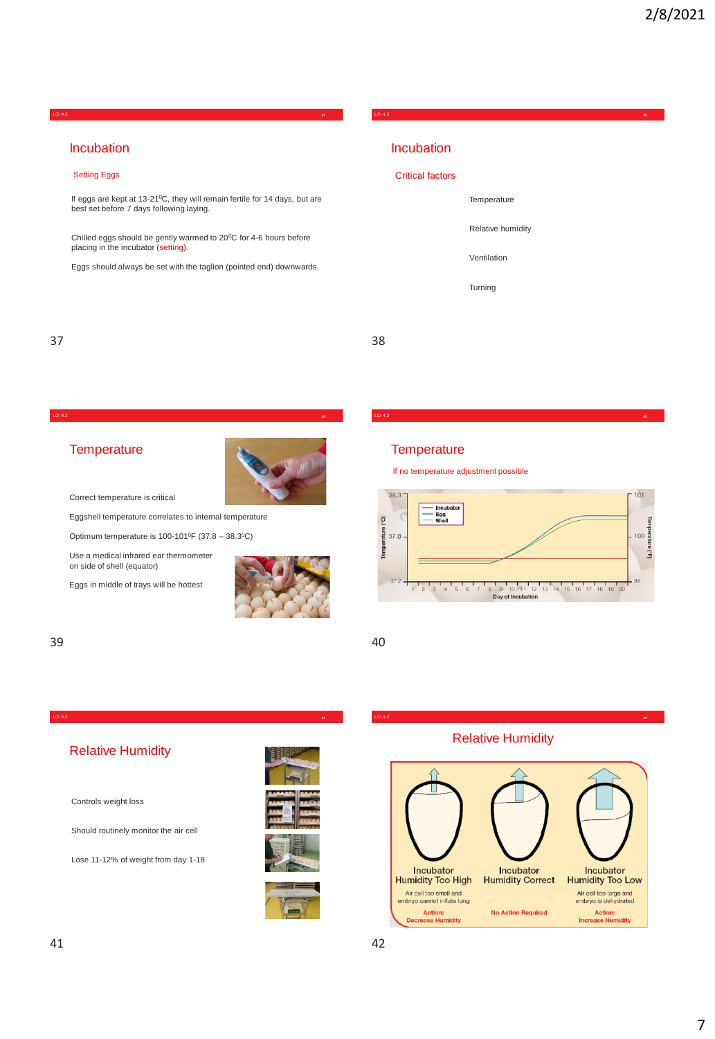## Incubation

### Setting Eggs

If eggs are kept at 13-21$^0$C, they will remain fertile for 14 days, but are best set before 7 days following laying.

Chilled eggs should be gently warmed to 20$^0$C for 4-6 hours before placing in the incubator (setting).

Eggs should always be set with the taglion (pointed end) downwards.

## Incubation

### Critical factors

- Temperature
- Relative humidity
- Ventilation
- Turning

## Temperature

Correct temperature is critical

Eggshell temperature correlates to internal temperature

Optimum temperature is 100-101$^0$F (37.8 – 38.3$^0$C)

Use a medical infrared ear thermometer on side of shell (equator)

Eggs in middle of trays will be hottest

## Temperature

If no temperature adjustment possible

Incubator, Egg, Shell

Temperature (°C): 37.2, 37.8, 38.3

Temperature (°F): 99, 100, 101

Day of Incubation: 1 2 3 4 5 6 7 8 9 10 11 12 13 14 15 16 17 18 19 20

## Relative Humidity

Controls weight loss

Should routinely monitor the air cell

Lose 11-12% of weight from day 1-18

## Relative Humidity

| Incubator Humidity Too High | Incubator Humidity Correct | Incubator Humidity Too Low |
|---|---|---|
| Air cell too small and embryo cannot inflate lung | | Air cell too large and embryo is dehydrated |
| Action: Decrease Humidity | No Action Required | Action: Increase Humidity |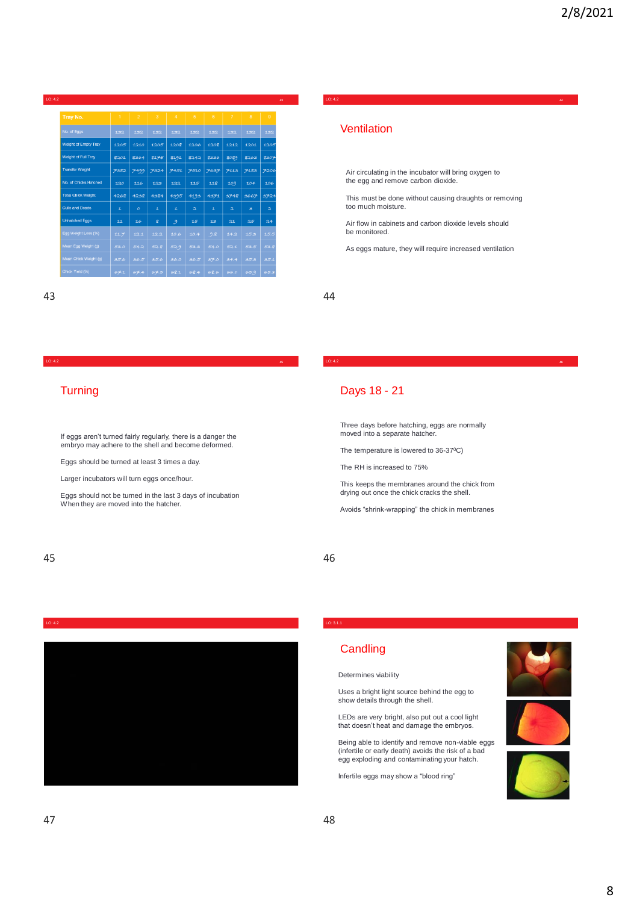LO: 4.2

| Tray No. | 1 | 2 | 3 | 4 | 5 | 6 | 7 | 8 | 9 |
|---|---|---|---|---|---|---|---|---|---|
| No. of Eggs | 132 | 132 | 132 | 132 | 132 | 132 | 132 | 132 | 132 |
| Weight of Empty Tray | 1205 | 1210 | 1205 | 1208 | 1206 | 1208 | 1212 | 1201 | 1205 |
| Weight of Full Tray | 8201 | 8364 | 8175 | 8191 | 8242 | 8336 | 8089 | 8203 | 8207 |
| Transfer Weight | 7382 | 7499 | 7324 | 7491 | 7510 | 7637 | 7113 | 7183 | 7206 |
| No. of Chicks Hatched | 120 | 116 | 123 | 122 | 115 | 118 | 109 | 104 | 106 |
| Total Chick Weight | 4268 | 4238 | 4384 | 4395 | 4193 | 4371 | 3748 | 3667 | 3724 |
| Culls and Deads | 1 | 0 | 1 | 1 | 2 | 1 | 2 | 3 | 2 |
| Unhatched Eggs | 11 | 16 | 8 | 9 | 15 | 13 | 21 | 25 | 24 |
| Egg Weight Loss (%) | 11.7 | 12.1 | 12.2 | 10.6 | 10.4 | 9.8 | 14.2 | 15.3 | 15.5 |
| Mean Egg Weight (g) | 53.0 | 54.2 | 52.8 | 52.9 | 53.3 | 54.0 | 52.1 | 53.5 | 53.8 |
| Mean Chick Weight (g) | 35.6 | 36.5 | 35.6 | 36.0 | 36.5 | 37.0 | 34.4 | 35.3 | 35.1 |
| Chick Yield (%) | 67.1 | 67.4 | 67.5 | 68.1 | 68.4 | 68.6 | 66.0 | 65.9 | 65.3 |

43

LO: 4.2

## Ventilation

Air circulating in the incubator will bring oxygen to the egg and remove carbon dioxide.

This must be done without causing draughts or removing too much moisture.

Air flow in cabinets and carbon dioxide levels should be monitored.

As eggs mature, they will require increased ventilation

44

LO: 4.2

## Turning

If eggs aren't turned fairly regularly, there is a danger the embryo may adhere to the shell and become deformed.

Eggs should be turned at least 3 times a day.

Larger incubators will turn eggs once/hour.

Eggs should not be turned in the last 3 days of incubation When they are moved into the hatcher.

45

LO: 4.2

## Days 18 - 21

Three days before hatching, eggs are normally moved into a separate hatcher.

The temperature is lowered to 36-37$^{0}$C)

The RH is increased to 75%

This keeps the membranes around the chick from drying out once the chick cracks the shell.

Avoids "shrink-wrapping" the chick in membranes

46

LO: 4.2

47

LO: 3.1.1

## Candling

Determines viability

Uses a bright light source behind the egg to show details through the shell.

LEDs are very bright, also put out a cool light that doesn't heat and damage the embryos.

Being able to identify and remove non-viable eggs (infertile or early death) avoids the risk of a bad egg exploding and contaminating your hatch.

Infertile eggs may show a "blood ring"

48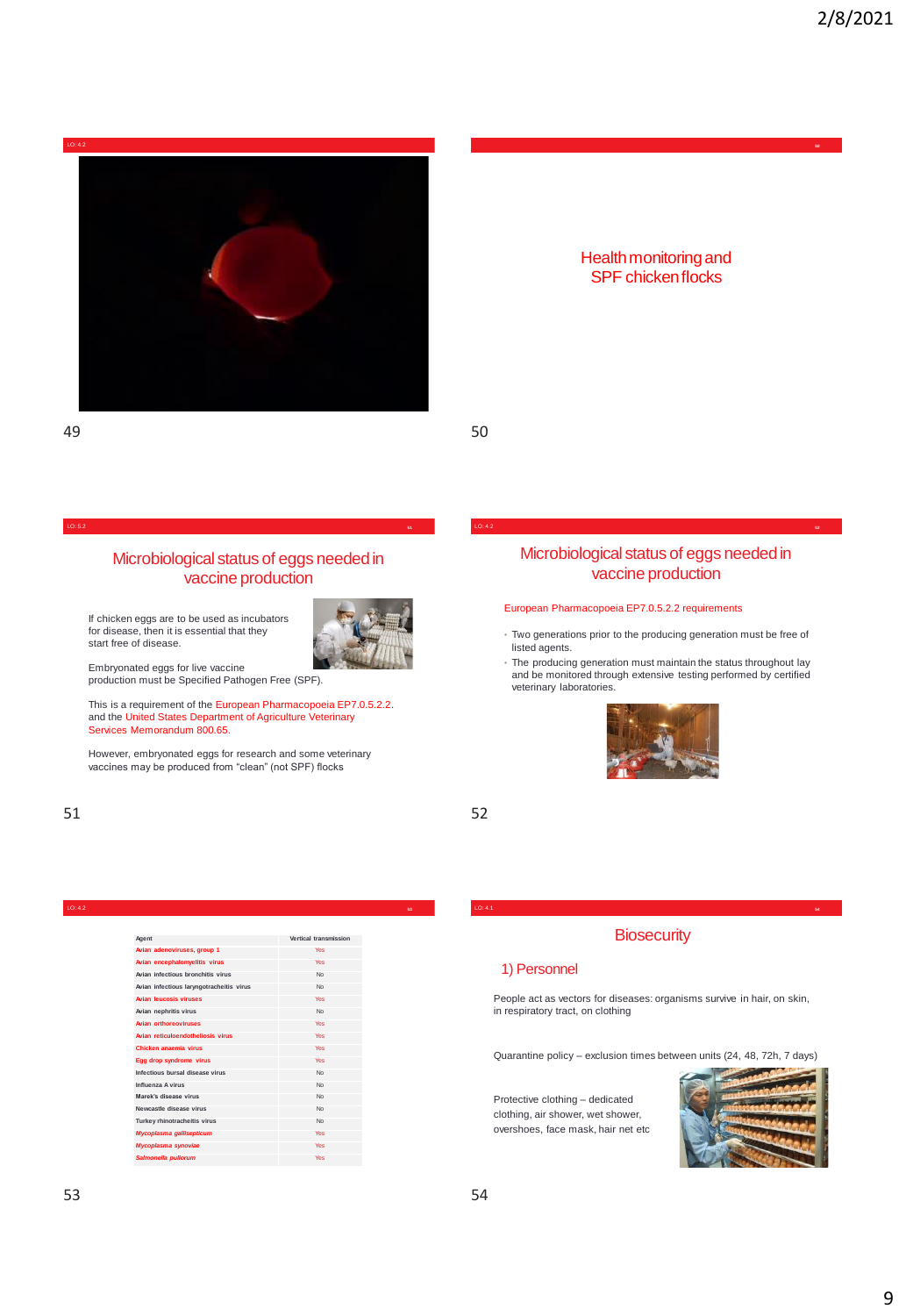## Health monitoring and SPF chicken flocks

## Microbiological status of eggs needed in vaccine production

If chicken eggs are to be used as incubators for disease, then it is essential that they start free of disease.

Embryonated eggs for live vaccine production must be Specified Pathogen Free (SPF).

This is a requirement of the European Pharmacopoeia EP7.0.5.2.2. and the United States Department of Agriculture Veterinary Services Memorandum 800.65.

However, embryonated eggs for research and some veterinary vaccines may be produced from "clean" (not SPF) flocks

## Microbiological status of eggs needed in vaccine production

European Pharmacopoeia EP7.0.5.2.2 requirements

- Two generations prior to the producing generation must be free of listed agents.
- The producing generation must maintain the status throughout lay and be monitored through extensive testing performed by certified veterinary laboratories.

| Agent | Vertical transmission |
|---|---|
| Avian adenoviruses, group 1 | Yes |
| Avian encephalomyelitis virus | Yes |
| Avian infectious bronchitis virus | No |
| Avian infectious laryngotracheitis virus | No |
| Avian leucosis viruses | Yes |
| Avian nephritis virus | No |
| Avian orthoreoviruses | Yes |
| Avian reticuloendotheliosis virus | Yes |
| Chicken anaemia virus | Yes |
| Egg drop syndrome virus | Yes |
| Infectious bursal disease virus | No |
| Influenza A virus | No |
| Marek's disease virus | No |
| Newcastle disease virus | No |
| Turkey rhinotracheitis virus | No |
| *Mycoplasma gallisepticum* | Yes |
| *Mycoplasma synoviae* | Yes |
| *Salmonella pullorum* | Yes |

## Biosecurity

### 1) Personnel

People act as vectors for diseases: organisms survive in hair, on skin, in respiratory tract, on clothing

Quarantine policy – exclusion times between units (24, 48, 72h, 7 days)

Protective clothing – dedicated clothing, air shower, wet shower, overshoes, face mask, hair net etc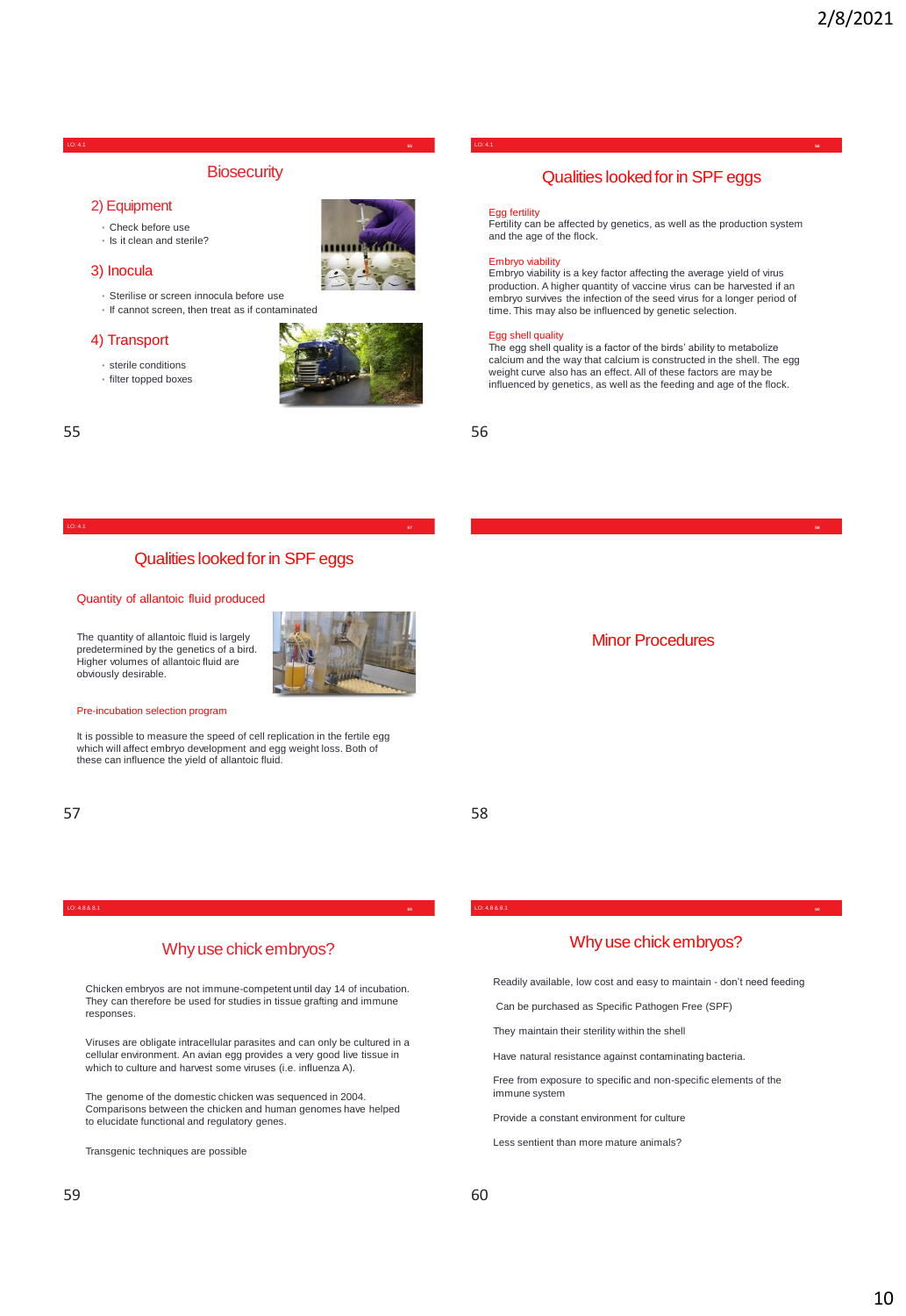## Biosecurity

### 2) Equipment

- Check before use
- Is it clean and sterile?

### 3) Inocula

- Sterilise or screen innocula before use
- If cannot screen, then treat as if contaminated

### 4) Transport

- sterile conditions
- filter topped boxes

## Qualities looked for in SPF eggs

**Egg fertility**
Fertility can be affected by genetics, as well as the production system and the age of the flock.

**Embryo viability**
Embryo viability is a key factor affecting the average yield of virus production. A higher quantity of vaccine virus can be harvested if an embryo survives the infection of the seed virus for a longer period of time. This may also be influenced by genetic selection.

**Egg shell quality**
The egg shell quality is a factor of the birds' ability to metabolize calcium and the way that calcium is constructed in the shell. The egg weight curve also has an effect. All of these factors are may be influenced by genetics, as well as the feeding and age of the flock.

## Qualities looked for in SPF eggs

**Quantity of allantoic fluid produced**

The quantity of allantoic fluid is largely predetermined by the genetics of a bird. Higher volumes of allantoic fluid are obviously desirable.

**Pre-incubation selection program**

It is possible to measure the speed of cell replication in the fertile egg which will affect embryo development and egg weight loss. Both of these can influence the yield of allantoic fluid.

## Minor Procedures

## Why use chick embryos?

Chicken embryos are not immune-competent until day 14 of incubation. They can therefore be used for studies in tissue grafting and immune responses.

Viruses are obligate intracellular parasites and can only be cultured in a cellular environment. An avian egg provides a very good live tissue in which to culture and harvest some viruses (i.e. influenza A).

The genome of the domestic chicken was sequenced in 2004. Comparisons between the chicken and human genomes have helped to elucidate functional and regulatory genes.

Transgenic techniques are possible

## Why use chick embryos?

Readily available, low cost and easy to maintain - don't need feeding

Can be purchased as Specific Pathogen Free (SPF)

They maintain their sterility within the shell

Have natural resistance against contaminating bacteria.

Free from exposure to specific and non-specific elements of the immune system

Provide a constant environment for culture

Less sentient than more mature animals?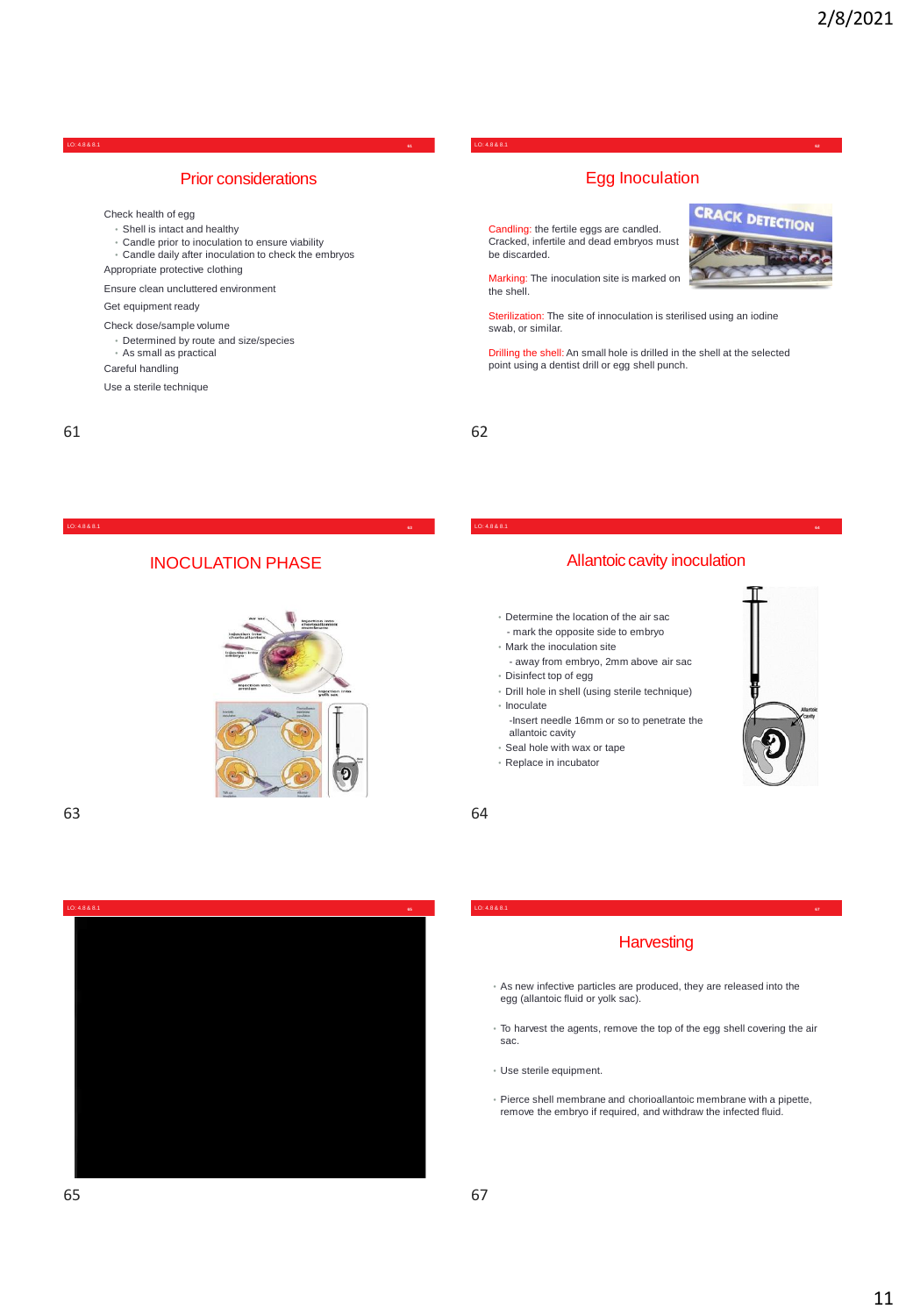## Prior considerations

Check health of egg
- Shell is intact and healthy
- Candle prior to inoculation to ensure viability
- Candle daily after inoculation to check the embryos

Appropriate protective clothing

Ensure clean uncluttered environment

Get equipment ready

Check dose/sample volume
- Determined by route and size/species
- As small as practical

Careful handling

Use a sterile technique

## Egg Inoculation

Candling: the fertile eggs are candled. Cracked, infertile and dead embryos must be discarded.

Marking: The inoculation site is marked on the shell.

Sterilization: The site of innoculation is sterilised using an iodine swab, or similar.

Drilling the shell: An small hole is drilled in the shell at the selected point using a dentist drill or egg shell punch.

## INOCULATION PHASE

## Allantoic cavity inoculation

- Determine the location of the air sac
  - mark the opposite side to embryo
- Mark the inoculation site
  - away from embryo, 2mm above air sac
- Disinfect top of egg
- Drill hole in shell (using sterile technique)
- Inoculate
  - -Insert needle 16mm or so to penetrate the allantoic cavity
- Seal hole with wax or tape
- Replace in incubator

## Harvesting

- As new infective particles are produced, they are released into the egg (allantoic fluid or yolk sac).
- To harvest the agents, remove the top of the egg shell covering the air sac.
- Use sterile equipment.
- Pierce shell membrane and chorioallantoic membrane with a pipette, remove the embryo if required, and withdraw the infected fluid.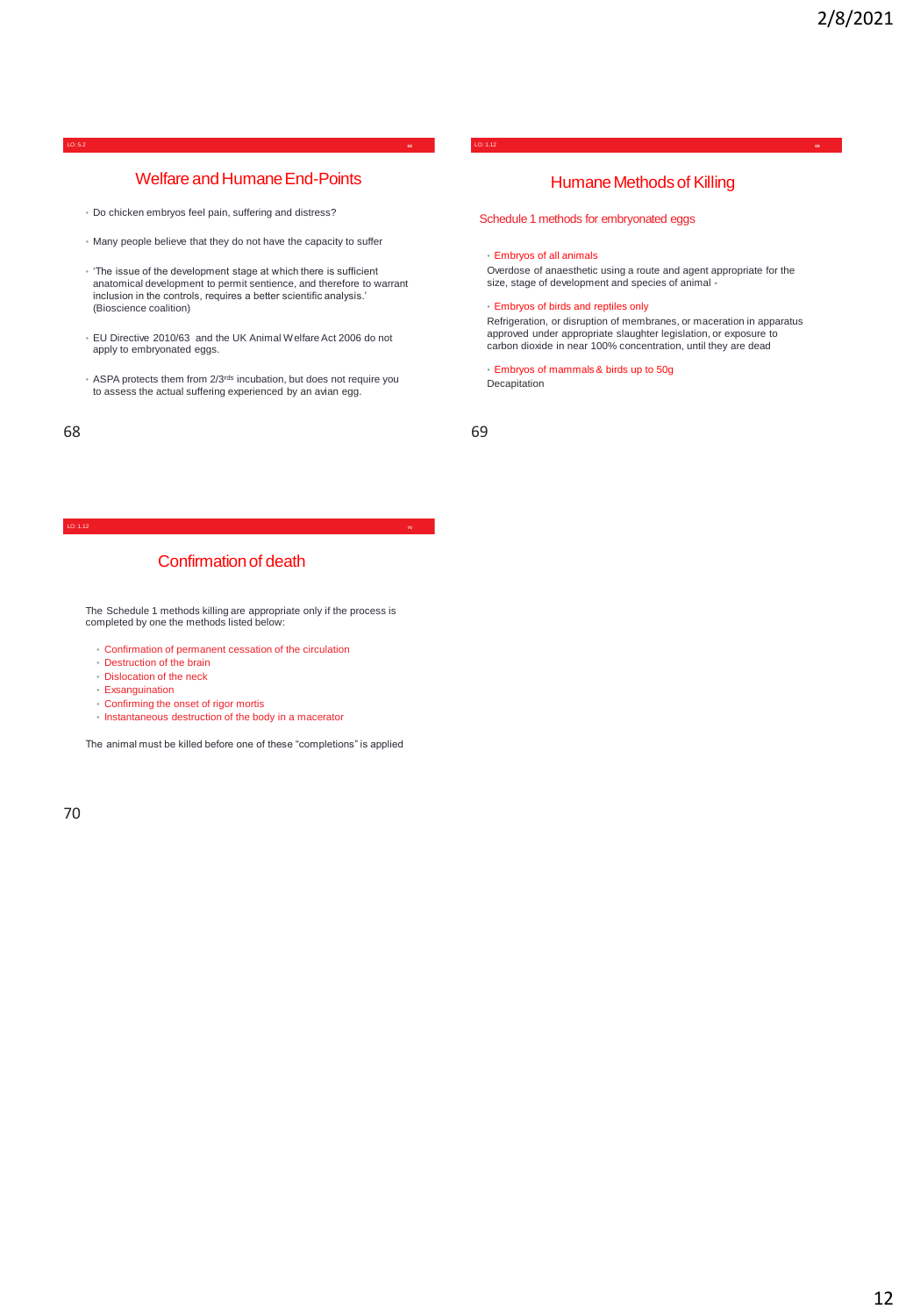## Welfare and Humane End-Points

- Do chicken embryos feel pain, suffering and distress?
- Many people believe that they do not have the capacity to suffer
- 'The issue of the development stage at which there is sufficient anatomical development to permit sentience, and therefore to warrant inclusion in the controls, requires a better scientific analysis.' (Bioscience coalition)
- EU Directive 2010/63 and the UK Animal Welfare Act 2006 do not apply to embryonated eggs.
- ASPA protects them from 2/3rds incubation, but does not require you to assess the actual suffering experienced by an avian egg.

## Humane Methods of Killing

### Schedule 1 methods for embryonated eggs

- Embryos of all animals

Overdose of anaesthetic using a route and agent appropriate for the size, stage of development and species of animal -

- Embryos of birds and reptiles only

Refrigeration, or disruption of membranes, or maceration in apparatus approved under appropriate slaughter legislation, or exposure to carbon dioxide in near 100% concentration, until they are dead

- Embryos of mammals & birds up to 50g

Decapitation

## Confirmation of death

The Schedule 1 methods killing are appropriate only if the process is completed by one the methods listed below:

- Confirmation of permanent cessation of the circulation
- Destruction of the brain
- Dislocation of the neck
- Exsanguination
- Confirming the onset of rigor mortis
- Instantaneous destruction of the body in a macerator

The animal must be killed before one of these "completions" is applied